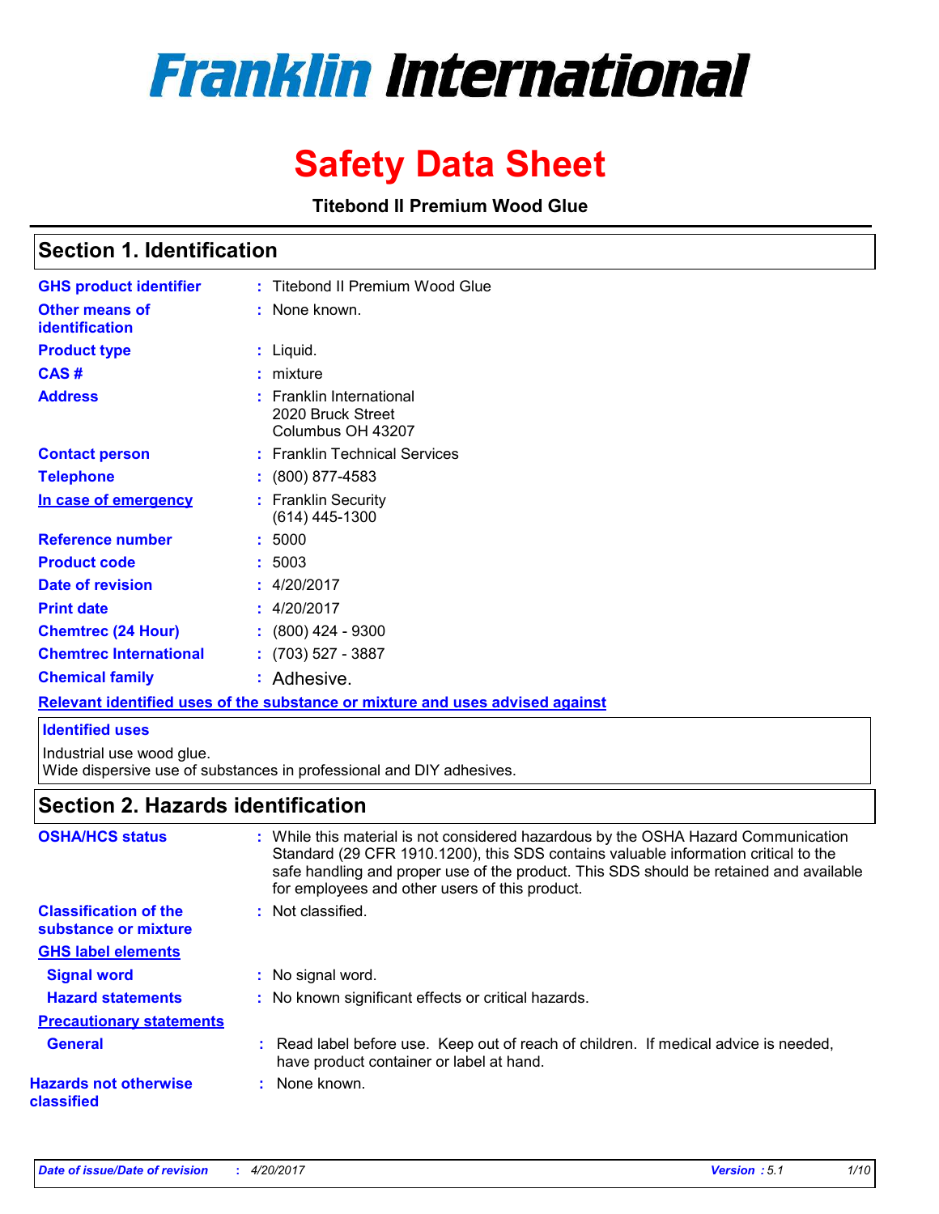# Franklin International

# Safety Data Sheet

**Titebond II Premium Wood Glue**

## Section 1. Identification

| | |
|---|---|
| **GHS product identifier** | : Titebond II Premium Wood Glue |
| **Other means of identification** | : None known. |
| **Product type** | : Liquid. |
| **CAS #** | : mixture |
| **Address** | : Franklin International<br>2020 Bruck Street<br>Columbus OH 43207 |
| **Contact person** | : Franklin Technical Services |
| **Telephone** | : (800) 877-4583 |
| **In case of emergency** | : Franklin Security<br>(614) 445-1300 |
| **Reference number** | : 5000 |
| **Product code** | : 5003 |
| **Date of revision** | : 4/20/2017 |
| **Print date** | : 4/20/2017 |
| **Chemtrec (24 Hour)** | : (800) 424 - 9300 |
| **Chemtrec International** | : (703) 527 - 3887 |
| **Chemical family** | : Adhesive. |

**Relevant identified uses of the substance or mixture and uses advised against**

**Identified uses**

Industrial use wood glue.
Wide dispersive use of substances in professional and DIY adhesives.

## Section 2. Hazards identification

| | |
|---|---|
| **OSHA/HCS status** | : While this material is not considered hazardous by the OSHA Hazard Communication Standard (29 CFR 1910.1200), this SDS contains valuable information critical to the safe handling and proper use of the product. This SDS should be retained and available for employees and other users of this product. |
| **Classification of the substance or mixture** | : Not classified. |

**GHS label elements**

| | |
|---|---|
| **Signal word** | : No signal word. |
| **Hazard statements** | : No known significant effects or critical hazards. |

**Precautionary statements**

| | |
|---|---|
| **General** | : Read label before use. Keep out of reach of children. If medical advice is needed, have product container or label at hand. |
| **Hazards not otherwise classified** | : None known. |

*Date of issue/Date of revision : 4/20/2017 Version : 5.1*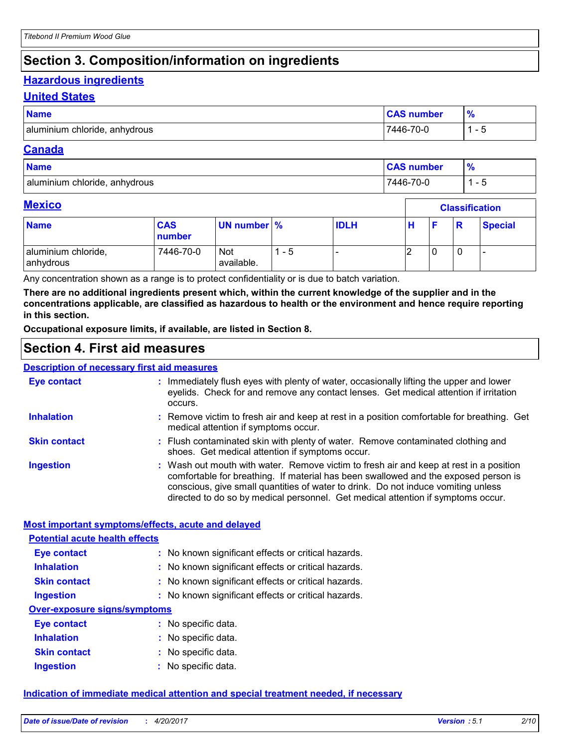# Section 3. Composition/information on ingredients

## Hazardous ingredients

### United States

| Name | CAS number | % |
|---|---|---|
| aluminium chloride, anhydrous | 7446-70-0 | 1 - 5 |

### Canada

| Name | CAS number | % |
|---|---|---|
| aluminium chloride, anhydrous | 7446-70-0 | 1 - 5 |

### Mexico

| | | | | | Classification | | | |
|---|---|---|---|---|---|---|---|---|
| **Name** | **CAS number** | **UN number** | **%** | **IDLH** | **H** | **F** | **R** | **Special** |
| aluminium chloride, anhydrous | 7446-70-0 | Not available. | 1 - 5 | - | 2 | 0 | 0 | - |

Any concentration shown as a range is to protect confidentiality or is due to batch variation.

**There are no additional ingredients present which, within the current knowledge of the supplier and in the concentrations applicable, are classified as hazardous to health or the environment and hence require reporting in this section.**

**Occupational exposure limits, if available, are listed in Section 8.**

# Section 4. First aid measures

## Description of necessary first aid measures

**Eye contact** : Immediately flush eyes with plenty of water, occasionally lifting the upper and lower eyelids. Check for and remove any contact lenses. Get medical attention if irritation occurs.

**Inhalation** : Remove victim to fresh air and keep at rest in a position comfortable for breathing. Get medical attention if symptoms occur.

**Skin contact** : Flush contaminated skin with plenty of water. Remove contaminated clothing and shoes. Get medical attention if symptoms occur.

**Ingestion** : Wash out mouth with water. Remove victim to fresh air and keep at rest in a position comfortable for breathing. If material has been swallowed and the exposed person is conscious, give small quantities of water to drink. Do not induce vomiting unless directed to do so by medical personnel. Get medical attention if symptoms occur.

## Most important symptoms/effects, acute and delayed

### Potential acute health effects

**Eye contact** : No known significant effects or critical hazards.

**Inhalation** : No known significant effects or critical hazards.

**Skin contact** : No known significant effects or critical hazards.

**Ingestion** : No known significant effects or critical hazards.

### Over-exposure signs/symptoms

**Eye contact** : No specific data.

**Inhalation** : No specific data.

**Skin contact** : No specific data.

**Ingestion** : No specific data.

## Indication of immediate medical attention and special treatment needed, if necessary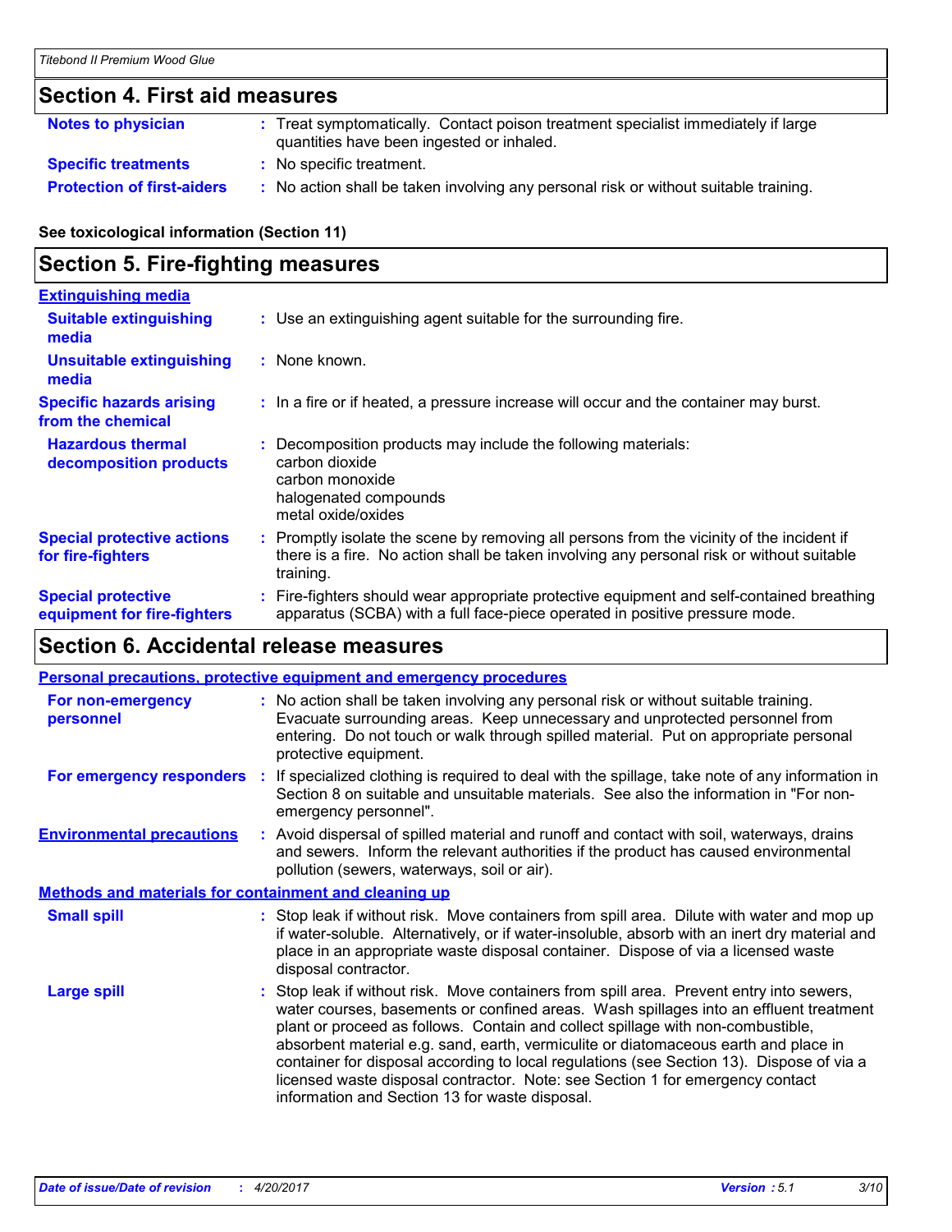## Section 4. First aid measures

**Notes to physician** : Treat symptomatically. Contact poison treatment specialist immediately if large quantities have been ingested or inhaled.

**Specific treatments** : No specific treatment.

**Protection of first-aiders** : No action shall be taken involving any personal risk or without suitable training.

**See toxicological information (Section 11)**

## Section 5. Fire-fighting measures

**Extinguishing media**

**Suitable extinguishing media** : Use an extinguishing agent suitable for the surrounding fire.

**Unsuitable extinguishing media** : None known.

**Specific hazards arising from the chemical** : In a fire or if heated, a pressure increase will occur and the container may burst.

**Hazardous thermal decomposition products** : Decomposition products may include the following materials:
carbon dioxide
carbon monoxide
halogenated compounds
metal oxide/oxides

**Special protective actions for fire-fighters** : Promptly isolate the scene by removing all persons from the vicinity of the incident if there is a fire. No action shall be taken involving any personal risk or without suitable training.

**Special protective equipment for fire-fighters** : Fire-fighters should wear appropriate protective equipment and self-contained breathing apparatus (SCBA) with a full face-piece operated in positive pressure mode.

## Section 6. Accidental release measures

**Personal precautions, protective equipment and emergency procedures**

**For non-emergency personnel** : No action shall be taken involving any personal risk or without suitable training. Evacuate surrounding areas. Keep unnecessary and unprotected personnel from entering. Do not touch or walk through spilled material. Put on appropriate personal protective equipment.

**For emergency responders** : If specialized clothing is required to deal with the spillage, take note of any information in Section 8 on suitable and unsuitable materials. See also the information in "For non-emergency personnel".

**Environmental precautions** : Avoid dispersal of spilled material and runoff and contact with soil, waterways, drains and sewers. Inform the relevant authorities if the product has caused environmental pollution (sewers, waterways, soil or air).

**Methods and materials for containment and cleaning up**

**Small spill** : Stop leak if without risk. Move containers from spill area. Dilute with water and mop up if water-soluble. Alternatively, or if water-insoluble, absorb with an inert dry material and place in an appropriate waste disposal container. Dispose of via a licensed waste disposal contractor.

**Large spill** : Stop leak if without risk. Move containers from spill area. Prevent entry into sewers, water courses, basements or confined areas. Wash spillages into an effluent treatment plant or proceed as follows. Contain and collect spillage with non-combustible, absorbent material e.g. sand, earth, vermiculite or diatomaceous earth and place in container for disposal according to local regulations (see Section 13). Dispose of via a licensed waste disposal contractor. Note: see Section 1 for emergency contact information and Section 13 for waste disposal.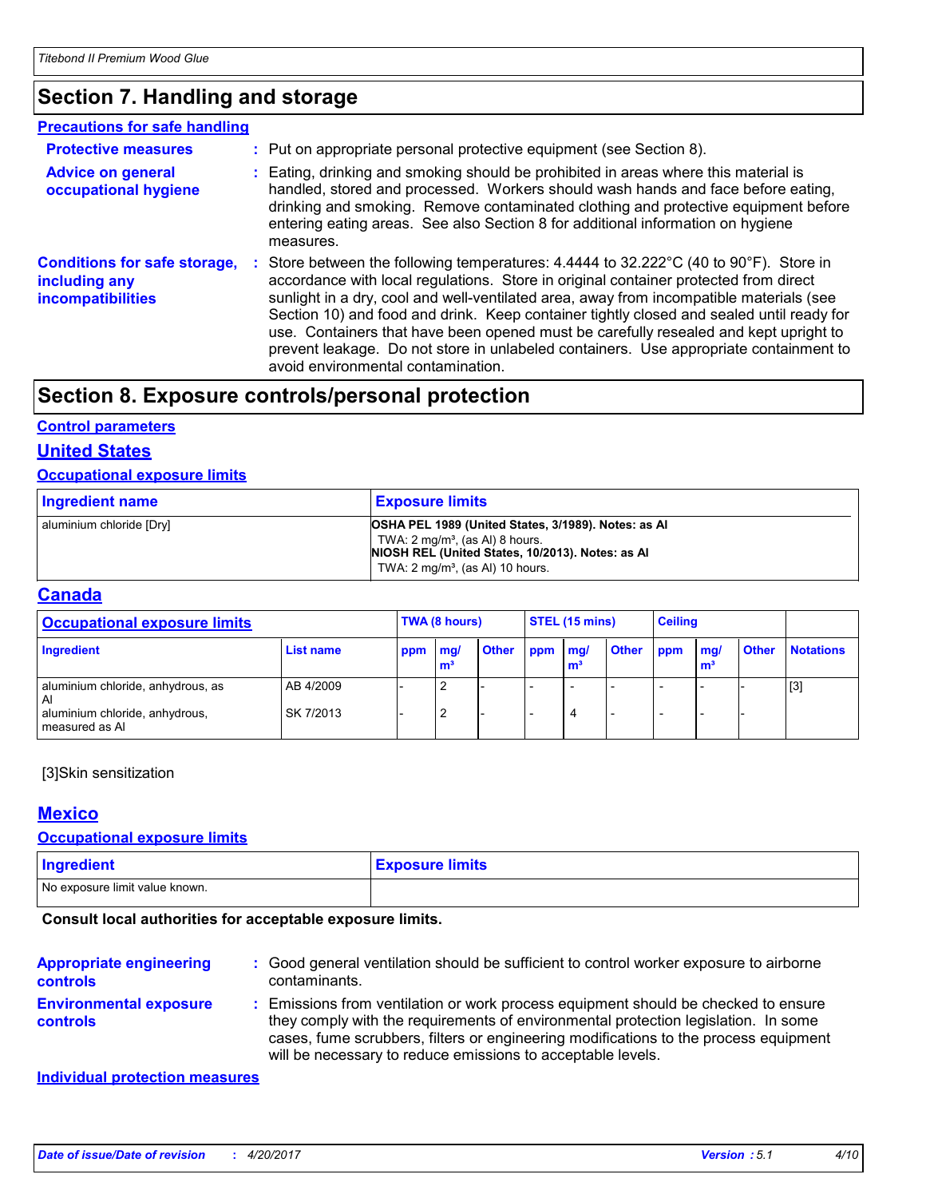## Section 7. Handling and storage

### Precautions for safe handling

**Protective measures** : Put on appropriate personal protective equipment (see Section 8).

**Advice on general occupational hygiene** : Eating, drinking and smoking should be prohibited in areas where this material is handled, stored and processed. Workers should wash hands and face before eating, drinking and smoking. Remove contaminated clothing and protective equipment before entering eating areas. See also Section 8 for additional information on hygiene measures.

**Conditions for safe storage, including any incompatibilities** : Store between the following temperatures: 4.4444 to 32.222°C (40 to 90°F). Store in accordance with local regulations. Store in original container protected from direct sunlight in a dry, cool and well-ventilated area, away from incompatible materials (see Section 10) and food and drink. Keep container tightly closed and sealed until ready for use. Containers that have been opened must be carefully resealed and kept upright to prevent leakage. Do not store in unlabeled containers. Use appropriate containment to avoid environmental contamination.

## Section 8. Exposure controls/personal protection

### Control parameters

### United States

#### Occupational exposure limits

| Ingredient name | Exposure limits |
|---|---|
| aluminium chloride [Dry] | **OSHA PEL 1989 (United States, 3/1989). Notes: as Al** TWA: 2 mg/m³, (as Al) 8 hours. **NIOSH REL (United States, 10/2013). Notes: as Al** TWA: 2 mg/m³, (as Al) 10 hours. |

### Canada

| Occupational exposure limits | | TWA (8 hours) | | | STEL (15 mins) | | | Ceiling | | | |
|---|---|---|---|---|---|---|---|---|---|---|---|
| Ingredient | List name | ppm | mg/m³ | Other | ppm | mg/m³ | Other | ppm | mg/m³ | Other | Notations |
| aluminium chloride, anhydrous, as Al | AB 4/2009 | - | 2 | - | - | - | - | - | - | - | [3] |
| aluminium chloride, anhydrous, measured as Al | SK 7/2013 | - | 2 | - | - | 4 | - | - | - | - | |

[3]Skin sensitization

### Mexico

#### Occupational exposure limits

| Ingredient | Exposure limits |
|---|---|
| No exposure limit value known. | |

**Consult local authorities for acceptable exposure limits.**

**Appropriate engineering controls** : Good general ventilation should be sufficient to control worker exposure to airborne contaminants.

**Environmental exposure controls** : Emissions from ventilation or work process equipment should be checked to ensure they comply with the requirements of environmental protection legislation. In some cases, fume scrubbers, filters or engineering modifications to the process equipment will be necessary to reduce emissions to acceptable levels.

### Individual protection measures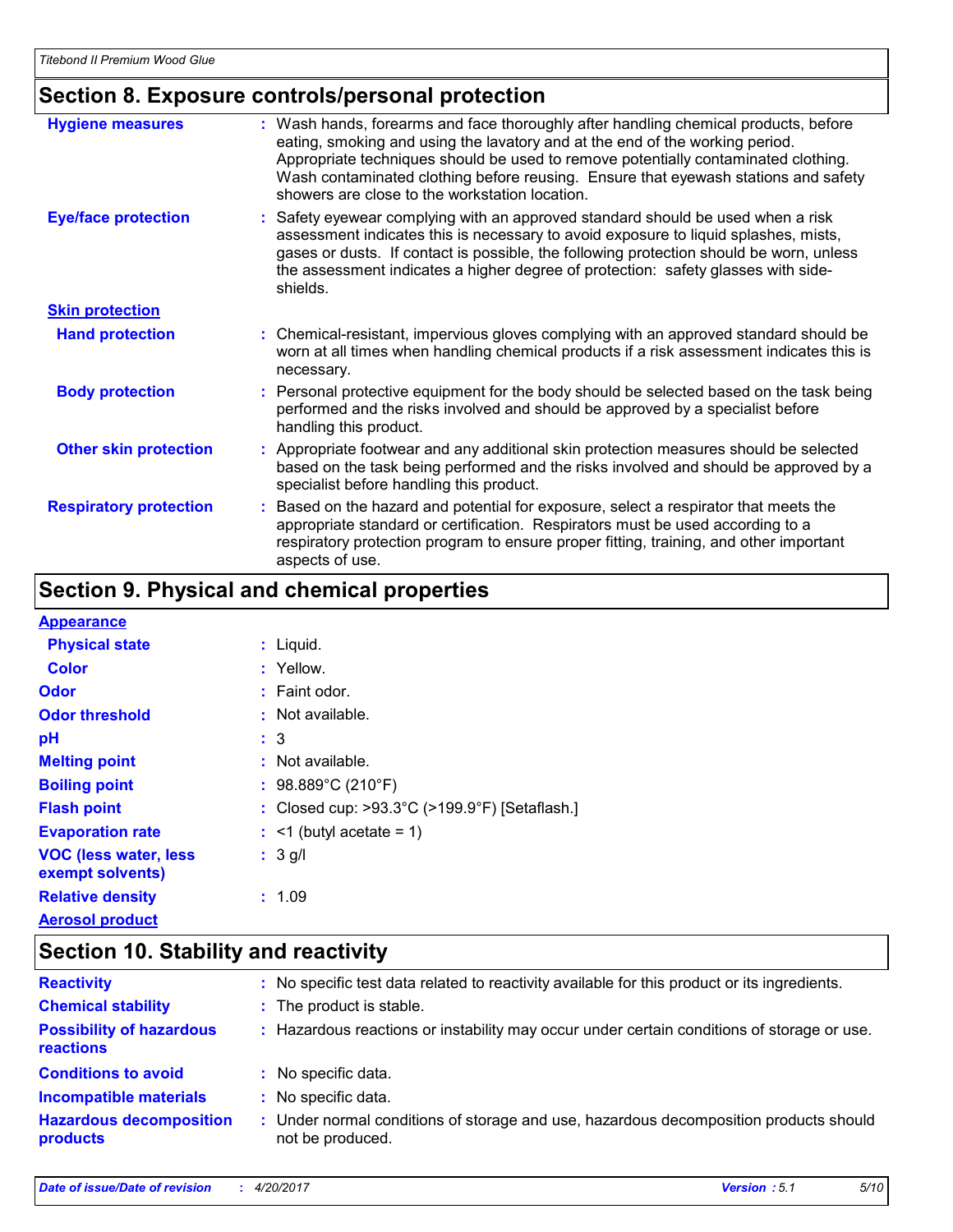## Section 8. Exposure controls/personal protection

| | |
|---|---|
| **Hygiene measures** | : Wash hands, forearms and face thoroughly after handling chemical products, before eating, smoking and using the lavatory and at the end of the working period. Appropriate techniques should be used to remove potentially contaminated clothing. Wash contaminated clothing before reusing. Ensure that eyewash stations and safety showers are close to the workstation location. |
| **Eye/face protection** | : Safety eyewear complying with an approved standard should be used when a risk assessment indicates this is necessary to avoid exposure to liquid splashes, mists, gases or dusts. If contact is possible, the following protection should be worn, unless the assessment indicates a higher degree of protection: safety glasses with side-shields. |

**Skin protection**

| | |
|---|---|
| **Hand protection** | : Chemical-resistant, impervious gloves complying with an approved standard should be worn at all times when handling chemical products if a risk assessment indicates this is necessary. |
| **Body protection** | : Personal protective equipment for the body should be selected based on the task being performed and the risks involved and should be approved by a specialist before handling this product. |
| **Other skin protection** | : Appropriate footwear and any additional skin protection measures should be selected based on the task being performed and the risks involved and should be approved by a specialist before handling this product. |
| **Respiratory protection** | : Based on the hazard and potential for exposure, select a respirator that meets the appropriate standard or certification. Respirators must be used according to a respiratory protection program to ensure proper fitting, training, and other important aspects of use. |

## Section 9. Physical and chemical properties

**Appearance**

| | |
|---|---|
| **Physical state** | : Liquid. |
| **Color** | : Yellow. |
| **Odor** | : Faint odor. |
| **Odor threshold** | : Not available. |
| **pH** | : 3 |
| **Melting point** | : Not available. |
| **Boiling point** | : 98.889°C (210°F) |
| **Flash point** | : Closed cup: >93.3°C (>199.9°F) [Setaflash.] |
| **Evaporation rate** | : <1 (butyl acetate = 1) |
| **VOC (less water, less exempt solvents)** | : 3 g/l |
| **Relative density** | : 1.09 |

**Aerosol product**

## Section 10. Stability and reactivity

| | |
|---|---|
| **Reactivity** | : No specific test data related to reactivity available for this product or its ingredients. |
| **Chemical stability** | : The product is stable. |
| **Possibility of hazardous reactions** | : Hazardous reactions or instability may occur under certain conditions of storage or use. |
| **Conditions to avoid** | : No specific data. |
| **Incompatible materials** | : No specific data. |
| **Hazardous decomposition products** | : Under normal conditions of storage and use, hazardous decomposition products should not be produced. |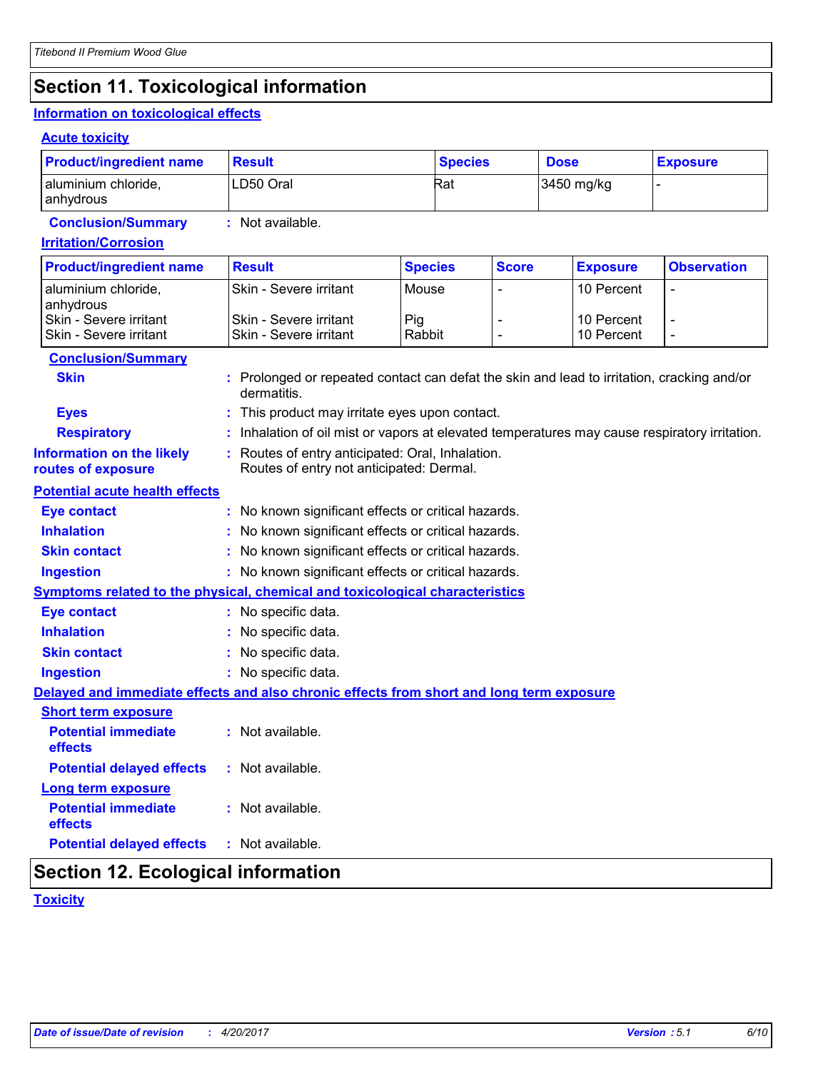## Section 11. Toxicological information

### Information on toxicological effects

#### Acute toxicity

| Product/ingredient name | Result | Species | Dose | Exposure |
|---|---|---|---|---|
| aluminium chloride, anhydrous | LD50 Oral | Rat | 3450 mg/kg | - |

**Conclusion/Summary** : Not available.

#### Irritation/Corrosion

| Product/ingredient name | Result | Species | Score | Exposure | Observation |
|---|---|---|---|---|---|
| aluminium chloride, anhydrous | Skin - Severe irritant | Mouse | - | 10 Percent | - |
| Skin - Severe irritant | Skin - Severe irritant | Pig | - | 10 Percent | - |
| Skin - Severe irritant | Skin - Severe irritant | Rabbit | - | 10 Percent | - |

**Conclusion/Summary**

**Skin** : Prolonged or repeated contact can defat the skin and lead to irritation, cracking and/or dermatitis.

**Eyes** : This product may irritate eyes upon contact.

**Respiratory** : Inhalation of oil mist or vapors at elevated temperatures may cause respiratory irritation.

**Information on the likely routes of exposure** : Routes of entry anticipated: Oral, Inhalation.
Routes of entry not anticipated: Dermal.

### Potential acute health effects

**Eye contact** : No known significant effects or critical hazards.

**Inhalation** : No known significant effects or critical hazards.

**Skin contact** : No known significant effects or critical hazards.

**Ingestion** : No known significant effects or critical hazards.

### Symptoms related to the physical, chemical and toxicological characteristics

**Eye contact** : No specific data.

**Inhalation** : No specific data.

**Skin contact** : No specific data.

**Ingestion** : No specific data.

### Delayed and immediate effects and also chronic effects from short and long term exposure

#### Short term exposure

**Potential immediate effects** : Not available.

**Potential delayed effects** : Not available.

#### Long term exposure

**Potential immediate effects** : Not available.

**Potential delayed effects** : Not available.

## Section 12. Ecological information

### Toxicity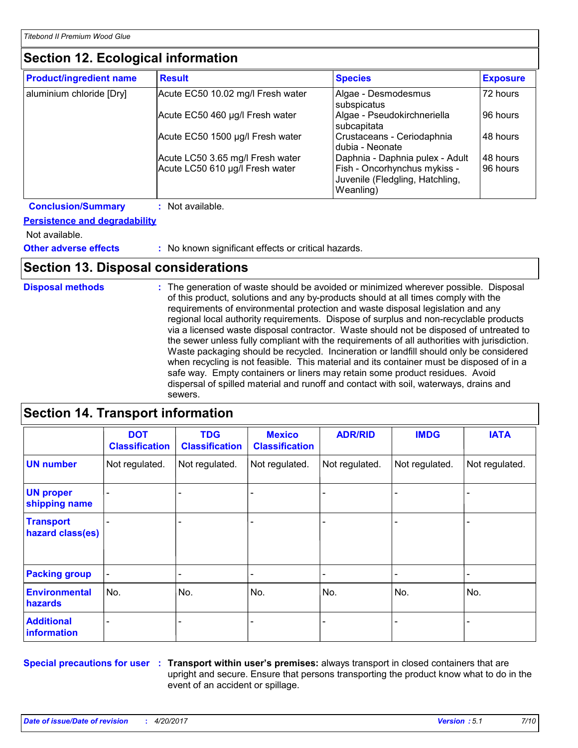## Section 12. Ecological information

| Product/ingredient name | Result | Species | Exposure |
|---|---|---|---|
| aluminium chloride [Dry] | Acute EC50 10.02 mg/l Fresh water | Algae - Desmodesmus subspicatus | 72 hours |
| | Acute EC50 460 µg/l Fresh water | Algae - Pseudokirchneriella subcapitata | 96 hours |
| | Acute EC50 1500 µg/l Fresh water | Crustaceans - Ceriodaphnia dubia - Neonate | 48 hours |
| | Acute LC50 3.65 mg/l Fresh water | Daphnia - Daphnia pulex - Adult | 48 hours |
| | Acute LC50 610 µg/l Fresh water | Fish - Oncorhynchus mykiss - Juvenile (Fledgling, Hatchling, Weanling) | 96 hours |

**Conclusion/Summary** : Not available.

**Persistence and degradability**

Not available.

**Other adverse effects** : No known significant effects or critical hazards.

## Section 13. Disposal considerations

**Disposal methods** : The generation of waste should be avoided or minimized wherever possible. Disposal of this product, solutions and any by-products should at all times comply with the requirements of environmental protection and waste disposal legislation and any regional local authority requirements. Dispose of surplus and non-recyclable products via a licensed waste disposal contractor. Waste should not be disposed of untreated to the sewer unless fully compliant with the requirements of all authorities with jurisdiction. Waste packaging should be recycled. Incineration or landfill should only be considered when recycling is not feasible. This material and its container must be disposed of in a safe way. Empty containers or liners may retain some product residues. Avoid dispersal of spilled material and runoff and contact with soil, waterways, drains and sewers.

## Section 14. Transport information

| | DOT Classification | TDG Classification | Mexico Classification | ADR/RID | IMDG | IATA |
|---|---|---|---|---|---|---|
| UN number | Not regulated. | Not regulated. | Not regulated. | Not regulated. | Not regulated. | Not regulated. |
| UN proper shipping name | - | - | - | - | - | - |
| Transport hazard class(es) | - | - | - | - | - | - |
| Packing group | - | - | - | - | - | - |
| Environmental hazards | No. | No. | No. | No. | No. | No. |
| Additional information | - | - | - | - | - | - |

**Special precautions for user** : **Transport within user's premises:** always transport in closed containers that are upright and secure. Ensure that persons transporting the product know what to do in the event of an accident or spillage.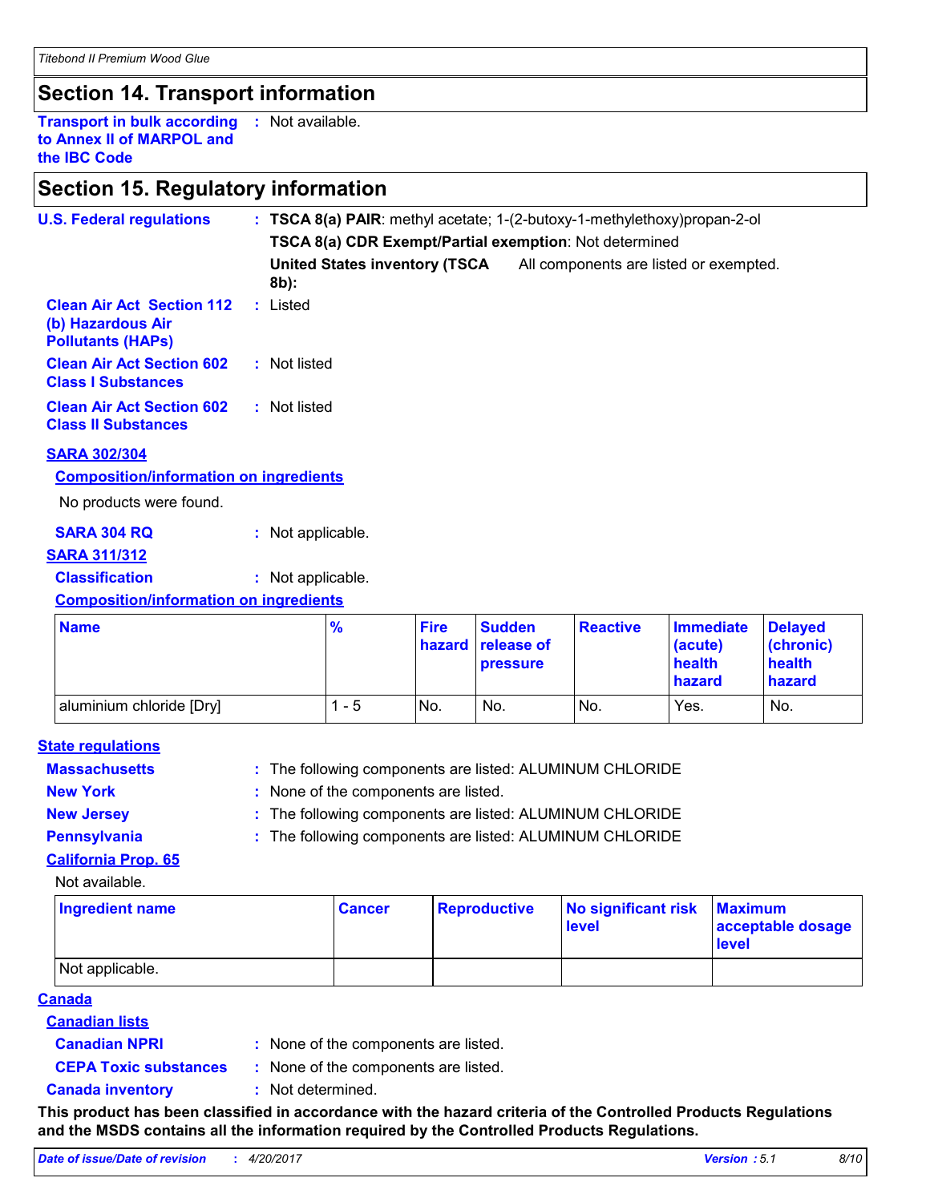## Section 14. Transport information

**Transport in bulk according to Annex II of MARPOL and the IBC Code** : Not available.

## Section 15. Regulatory information

**U.S. Federal regulations** : **TSCA 8(a) PAIR**: methyl acetate; 1-(2-butoxy-1-methylethoxy)propan-2-ol

**TSCA 8(a) CDR Exempt/Partial exemption**: Not determined

**United States inventory (TSCA 8b):** All components are listed or exempted.

**Clean Air Act Section 112 (b) Hazardous Air Pollutants (HAPs)** : Listed

**Clean Air Act Section 602 Class I Substances** : Not listed

**Clean Air Act Section 602 Class II Substances** : Not listed

**SARA 302/304**

**Composition/information on ingredients**

No products were found.

**SARA 304 RQ** : Not applicable.

**SARA 311/312**

**Classification** : Not applicable.

**Composition/information on ingredients**

| Name | % | Fire hazard | Sudden release of pressure | Reactive | Immediate (acute) health hazard | Delayed (chronic) health hazard |
|---|---|---|---|---|---|---|
| aluminium chloride [Dry] | 1 - 5 | No. | No. | No. | Yes. | No. |

**State regulations**

**Massachusetts** : The following components are listed: ALUMINUM CHLORIDE

**New York** : None of the components are listed.

**New Jersey** : The following components are listed: ALUMINUM CHLORIDE

**Pennsylvania** : The following components are listed: ALUMINUM CHLORIDE

**California Prop. 65**

Not available.

| Ingredient name | Cancer | Reproductive | No significant risk level | Maximum acceptable dosage level |
|---|---|---|---|---|
| Not applicable. | | | | |

**Canada**

**Canadian lists**

**Canadian NPRI** : None of the components are listed.

**CEPA Toxic substances** : None of the components are listed.

**Canada inventory** : Not determined.

**This product has been classified in accordance with the hazard criteria of the Controlled Products Regulations and the MSDS contains all the information required by the Controlled Products Regulations.**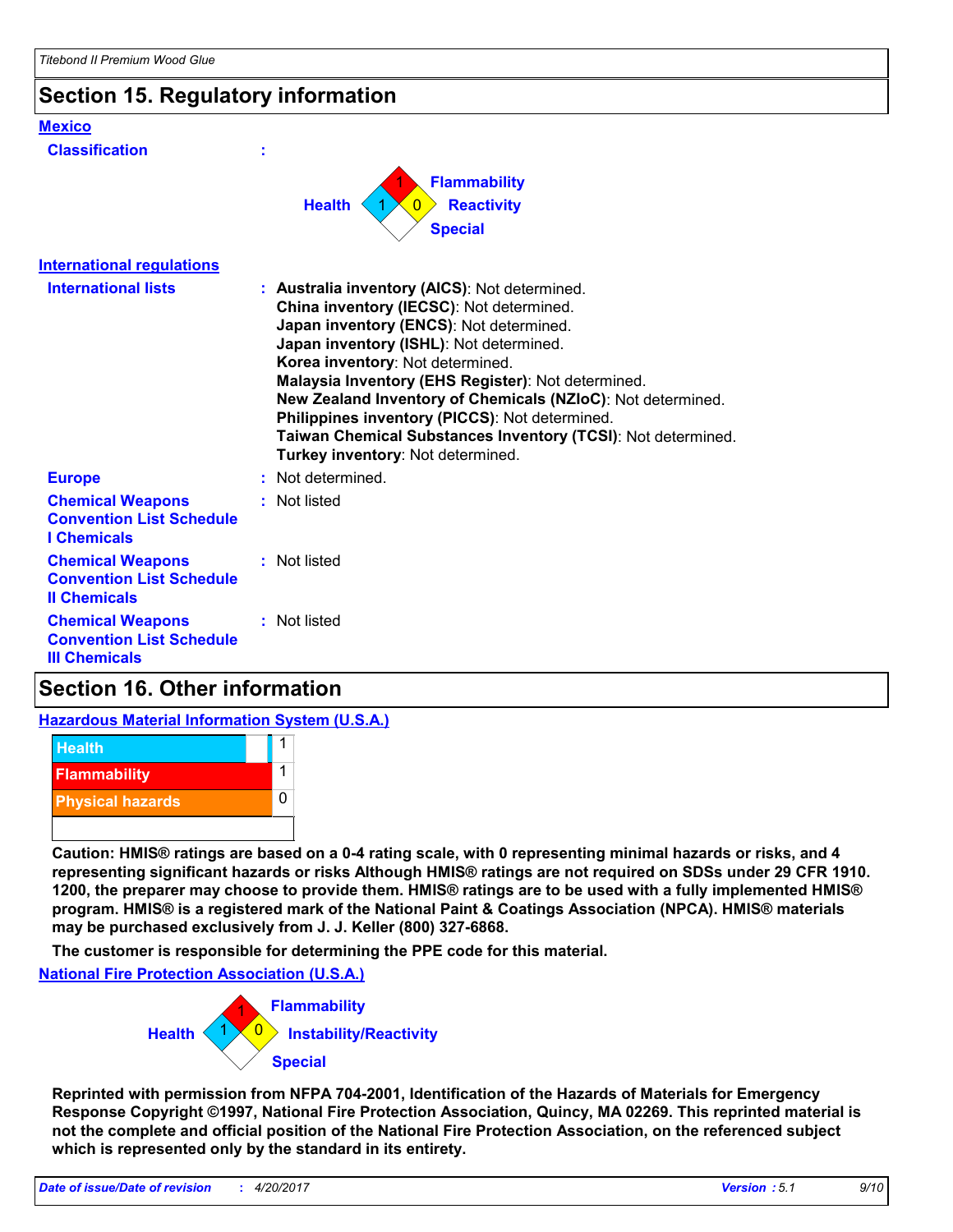## Section 15. Regulatory information

### Mexico

**Classification** :

| | |
|---|---|
| Health | 1 |
| Flammability | 1 |
| Reactivity | 0 |
| Special | |

### International regulations

**International lists** : **Australia inventory (AICS)**: Not determined.
**China inventory (IECSC)**: Not determined.
**Japan inventory (ENCS)**: Not determined.
**Japan inventory (ISHL)**: Not determined.
**Korea inventory**: Not determined.
**Malaysia Inventory (EHS Register)**: Not determined.
**New Zealand Inventory of Chemicals (NZIoC)**: Not determined.
**Philippines inventory (PICCS)**: Not determined.
**Taiwan Chemical Substances Inventory (TCSI)**: Not determined.
**Turkey inventory**: Not determined.

**Europe** : Not determined.

**Chemical Weapons Convention List Schedule I Chemicals** : Not listed

**Chemical Weapons Convention List Schedule II Chemicals** : Not listed

**Chemical Weapons Convention List Schedule III Chemicals** : Not listed

## Section 16. Other information

### Hazardous Material Information System (U.S.A.)

| | |
|---|---|
| Health | 1 |
| Flammability | 1 |
| Physical hazards | 0 |
| | |

**Caution: HMIS® ratings are based on a 0-4 rating scale, with 0 representing minimal hazards or risks, and 4 representing significant hazards or risks Although HMIS® ratings are not required on SDSs under 29 CFR 1910. 1200, the preparer may choose to provide them. HMIS® ratings are to be used with a fully implemented HMIS® program. HMIS® is a registered mark of the National Paint & Coatings Association (NPCA). HMIS® materials may be purchased exclusively from J. J. Keller (800) 327-6868.**

**The customer is responsible for determining the PPE code for this material.**

### National Fire Protection Association (U.S.A.)

| | |
|---|---|
| Health | 1 |
| Flammability | 1 |
| Instability/Reactivity | 0 |
| Special | |

**Reprinted with permission from NFPA 704-2001, Identification of the Hazards of Materials for Emergency Response Copyright ©1997, National Fire Protection Association, Quincy, MA 02269. This reprinted material is not the complete and official position of the National Fire Protection Association, on the referenced subject which is represented only by the standard in its entirety.**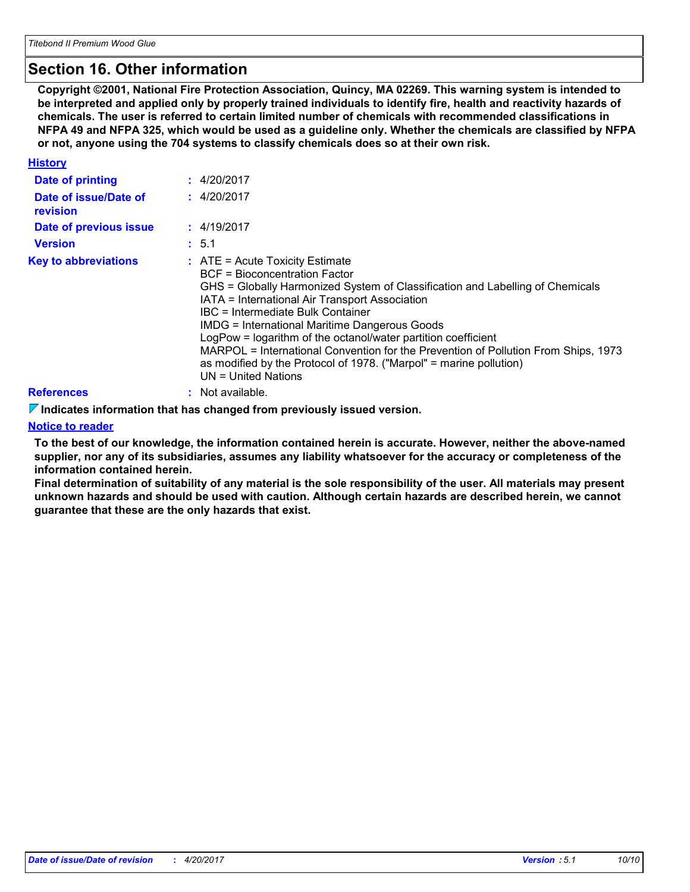## Section 16. Other information

**Copyright ©2001, National Fire Protection Association, Quincy, MA 02269. This warning system is intended to be interpreted and applied only by properly trained individuals to identify fire, health and reactivity hazards of chemicals. The user is referred to certain limited number of chemicals with recommended classifications in NFPA 49 and NFPA 325, which would be used as a guideline only. Whether the chemicals are classified by NFPA or not, anyone using the 704 systems to classify chemicals does so at their own risk.**

**History**

**Date of printing** : 4/20/2017

**Date of issue/Date of revision** : 4/20/2017

**Date of previous issue** : 4/19/2017

**Version** : 5.1

**Key to abbreviations** :
ATE = Acute Toxicity Estimate
BCF = Bioconcentration Factor
GHS = Globally Harmonized System of Classification and Labelling of Chemicals
IATA = International Air Transport Association
IBC = Intermediate Bulk Container
IMDG = International Maritime Dangerous Goods
LogPow = logarithm of the octanol/water partition coefficient
MARPOL = International Convention for the Prevention of Pollution From Ships, 1973 as modified by the Protocol of 1978. ("Marpol" = marine pollution)
UN = United Nations

**References** : Not available.

**Indicates information that has changed from previously issued version.**

**Notice to reader**

**To the best of our knowledge, the information contained herein is accurate. However, neither the above-named supplier, nor any of its subsidiaries, assumes any liability whatsoever for the accuracy or completeness of the information contained herein.**

**Final determination of suitability of any material is the sole responsibility of the user. All materials may present unknown hazards and should be used with caution. Although certain hazards are described herein, we cannot guarantee that these are the only hazards that exist.**